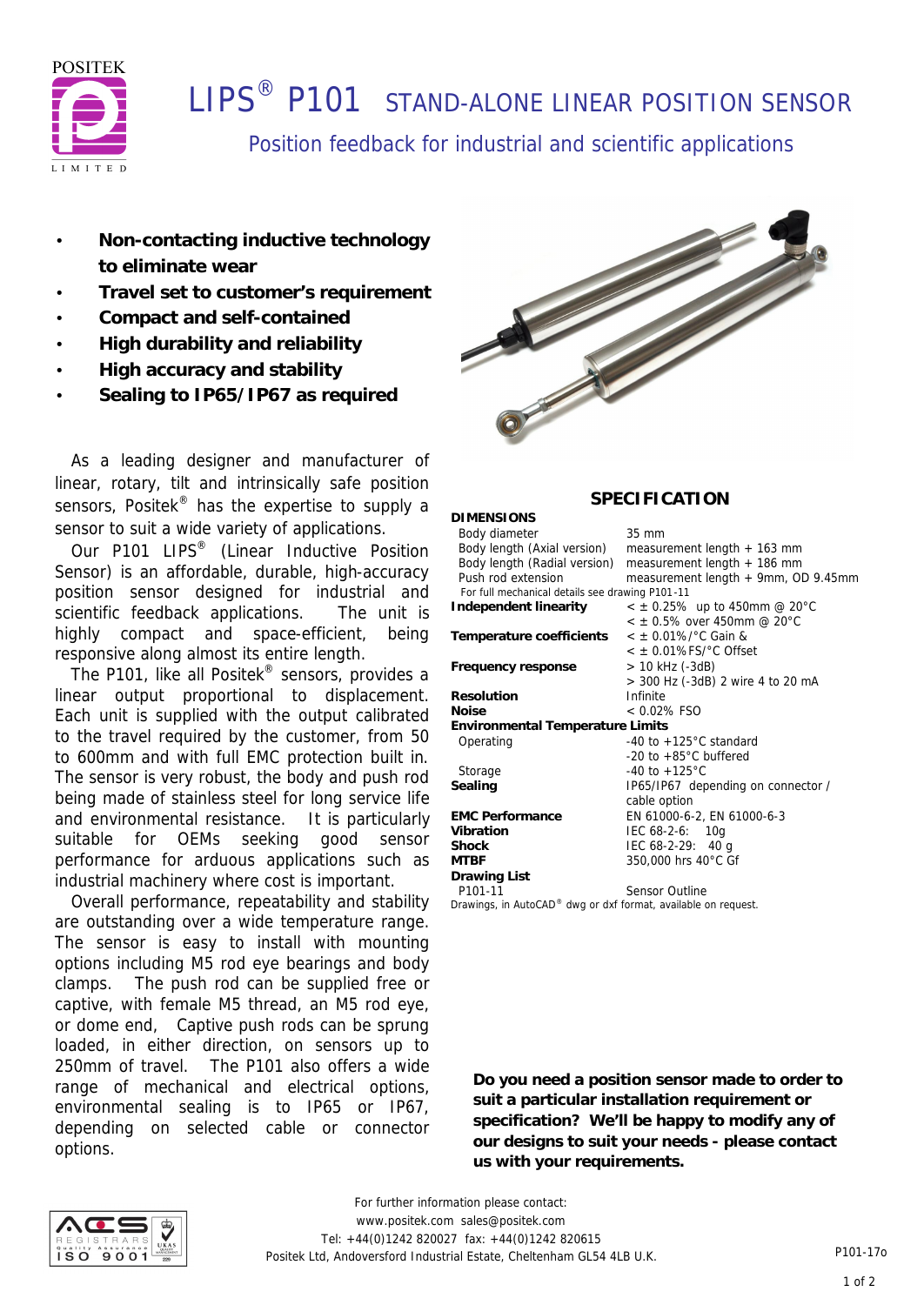POSITEK LIMITED

# LIPS® P101 STAND-ALONE LINEAR POSITION SENSOR

## Position feedback for industrial and scientific applications

- **Non-contacting inductive technology to eliminate wear**
- **Travel set to customer's requirement**
- **Compact and self-contained**
- **High durability and reliability**
- **High accuracy and stability**
- **Sealing to IP65/IP67 as required**

As a leading designer and manufacturer of linear, rotary, tilt and intrinsically safe position sensors, Positek® has the expertise to supply a sensor to suit a wide variety of applications.

Our P101 LIPS® (Linear Inductive Position Sensor) is an affordable, durable, high-accuracy position sensor designed for industrial and scientific feedback applications. The unit is highly compact and space-efficient, being responsive along almost its entire length.

The P101, like all Positek® sensors, provides a linear output proportional to displacement. Each unit is supplied with the output calibrated to the travel required by the customer, from 50 to 600mm and with full EMC protection built in. The sensor is very robust, the body and push rod being made of stainless steel for long service life and environmental resistance. It is particularly suitable for OEMs seeking good sensor performance for arduous applications such as industrial machinery where cost is important.

Overall performance, repeatability and stability are outstanding over a wide temperature range. The sensor is easy to install with mounting options including M5 rod eye bearings and body clamps. The push rod can be supplied free or captive, with female M5 thread, an M5 rod eye, or dome end, Captive push rods can be sprung loaded, in either direction, on sensors up to 250mm of travel. The P101 also offers a wide range of mechanical and electrical options, environmental sealing is to IP65 or IP67, depending on selected cable or connector options.

## SPECIFICATION

| | |
|---|---|
| **DIMENSIONS** | |
| Body diameter | 35 mm |
| Body length (Axial version) | measurement length + 163 mm |
| Body length (Radial version) | measurement length + 186 mm |
| Push rod extension | measurement length + 9mm, OD 9.45mm |
| For full mechanical details see drawing P101-11 | |
| **Independent linearity** | < ± 0.25% up to 450mm @ 20°C |
| | < ± 0.5% over 450mm @ 20°C |
| **Temperature coefficients** | < ± 0.01%/°C Gain & |
| | < ± 0.01%FS/°C Offset |
| **Frequency response** | > 10 kHz (-3dB) |
| | > 300 Hz (-3dB) 2 wire 4 to 20 mA |
| **Resolution** | Infinite |
| **Noise** | < 0.02% FSO |
| **Environmental Temperature Limits** | |
| Operating | -40 to +125°C standard |
| | -20 to +85°C buffered |
| Storage | -40 to +125°C |
| **Sealing** | IP65/IP67 depending on connector / cable option |
| **EMC Performance** | EN 61000-6-2, EN 61000-6-3 |
| **Vibration** | IEC 68-2-6: 10g |
| **Shock** | IEC 68-2-29: 40 g |
| **MTBF** | 350,000 hrs 40°C Gf |
| **Drawing List** | |
| P101-11 | Sensor Outline |

Drawings, in AutoCAD® dwg or dxf format, available on request.

**Do you need a position sensor made to order to suit a particular installation requirement or specification? We'll be happy to modify any of our designs to suit your needs - please contact us with your requirements.**

For further information please contact:
www.positek.com sales@positek.com
Tel: +44(0)1242 820027 fax: +44(0)1242 820615
Positek Ltd, Andoversford Industrial Estate, Cheltenham GL54 4LB U.K.

P101-17o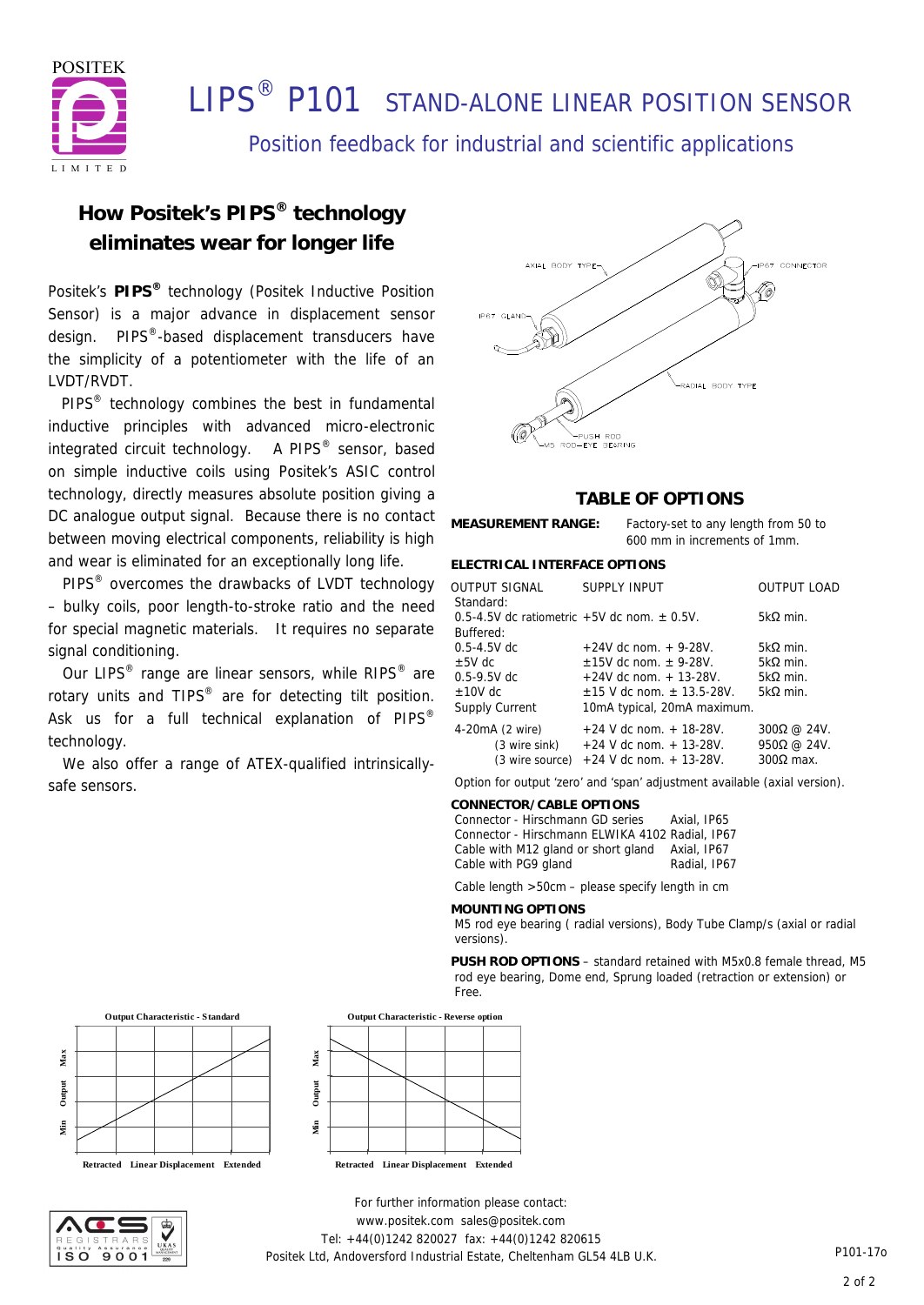# LIPS® P101 STAND-ALONE LINEAR POSITION SENSOR

Position feedback for industrial and scientific applications

## How Positek's PIPS® technology eliminates wear for longer life

Positek's **PIPS®** technology (Positek Inductive Position Sensor) is a major advance in displacement sensor design. PIPS®-based displacement transducers have the simplicity of a potentiometer with the life of an LVDT/RVDT.

PIPS® technology combines the best in fundamental inductive principles with advanced micro-electronic integrated circuit technology. A PIPS® sensor, based on simple inductive coils using Positek's ASIC control technology, directly measures absolute position giving a DC analogue output signal. Because there is no contact between moving electrical components, reliability is high and wear is eliminated for an exceptionally long life.

PIPS® overcomes the drawbacks of LVDT technology – bulky coils, poor length-to-stroke ratio and the need for special magnetic materials. It requires no separate signal conditioning.

Our LIPS® range are linear sensors, while RIPS® are rotary units and TIPS® are for detecting tilt position. Ask us for a full technical explanation of PIPS® technology.

We also offer a range of ATEX-qualified intrinsically-safe sensors.

AXIAL BODY TYPE
IP67 CONNECTOR
IP67 GLAND
RADIAL BODY TYPE
PUSH ROD
M5 ROD-EYE BEARING

## TABLE OF OPTIONS

**MEASUREMENT RANGE:** Factory-set to any length from 50 to 600 mm in increments of 1mm.

**ELECTRICAL INTERFACE OPTIONS**

| OUTPUT SIGNAL | SUPPLY INPUT | OUTPUT LOAD |
|---|---|---|
| Standard: | | |
| 0.5-4.5V dc ratiometric | +5V dc nom. ± 0.5V. | 5kΩ min. |
| Buffered: | | |
| 0.5-4.5V dc | +24V dc nom. + 9-28V. | 5kΩ min. |
| ±5V dc | ±15V dc nom. ± 9-28V. | 5kΩ min. |
| 0.5-9.5V dc | +24V dc nom. + 13-28V. | 5kΩ min. |
| ±10V dc | ±15 V dc nom. ± 13.5-28V. | 5kΩ min. |
| Supply Current | 10mA typical, 20mA maximum. | |
| 4-20mA (2 wire) | +24 V dc nom. + 18-28V. | 300Ω @ 24V. |
| (3 wire sink) | +24 V dc nom. + 13-28V. | 950Ω @ 24V. |
| (3 wire source) | +24 V dc nom. + 13-28V. | 300Ω max. |

Option for output 'zero' and 'span' adjustment available (axial version).

**CONNECTOR/CABLE OPTIONS**

| | |
|---|---|
| Connector - Hirschmann GD series | Axial, IP65 |
| Connector - Hirschmann ELWIKA 4102 | Radial, IP67 |
| Cable with M12 gland or short gland | Axial, IP67 |
| Cable with PG9 gland | Radial, IP67 |

Cable length >50cm – please specify length in cm

**MOUNTING OPTIONS**

M5 rod eye bearing ( radial versions), Body Tube Clamp/s (axial or radial versions).

**PUSH ROD OPTIONS** – standard retained with M5x0.8 female thread, M5 rod eye bearing, Dome end, Sprung loaded (retraction or extension) or Free.

Output Characteristic - Standard
Max
Output
Min
Retracted Linear Displacement Extended

Output Characteristic - Reverse option
Max
Output
Min
Retracted Linear Displacement Extended

For further information please contact:
www.positek.com sales@positek.com
Tel: +44(0)1242 820027 fax: +44(0)1242 820615
Positek Ltd, Andoversford Industrial Estate, Cheltenham GL54 4LB U.K.

P101-17o